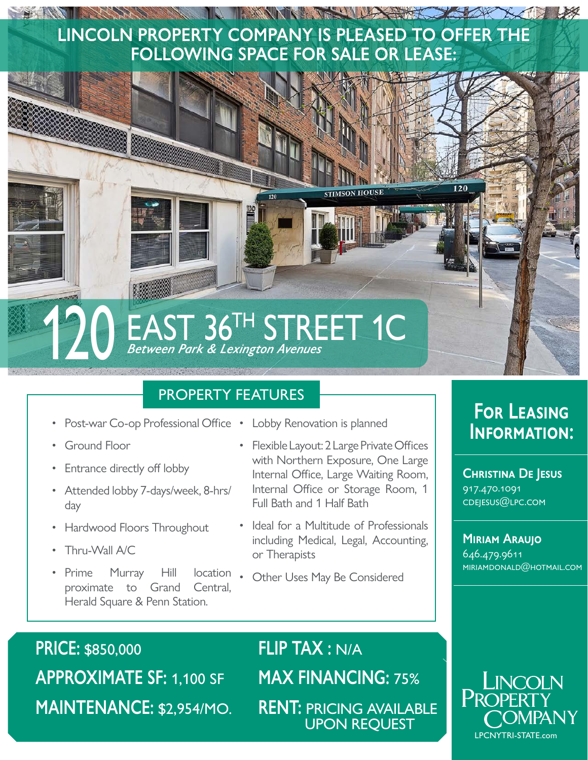# LINCOLN PROPERTY COMPANY IS PLEASED TO OFFER THE FOLLOWING SPACE FOR SALE OR LEASE:

# 120 EAST 36$^{TH}$ STREET 1C

*Between Park & Lexington Avenues*

## PROPERTY FEATURES

- Post-war Co-op Professional Office
- Ground Floor
- Entrance directly off lobby
- Attended lobby 7-days/week, 8-hrs/day
- Hardwood Floors Throughout
- Thru-Wall A/C
- Prime Murray Hill location proximate to Grand Central, Herald Square & Penn Station.
- Lobby Renovation is planned
- Flexible Layout: 2 Large Private Offices with Northern Exposure, One Large Internal Office, Large Waiting Room, Internal Office or Storage Room, 1 Full Bath and 1 Half Bath
- Ideal for a Multitude of Professionals including Medical, Legal, Accounting, or Therapists
- Other Uses May Be Considered

**PRICE:** $850,000

**APPROXIMATE SF:** 1,100 SF

**MAINTENANCE:** $2,954/MO.

**FLIP TAX :** N/A

**MAX FINANCING:** 75%

**RENT:** PRICING AVAILABLE UPON REQUEST

## For Leasing Information:

**Christina De Jesus**
917.470.1091
CDEJESUS@LPC.COM

**Miriam Araujo**
646.479.9611
MIRIAMDONALD@HOTMAIL.COM

LINCOLN PROPERTY COMPANY
LPCNYTRI-STATE.com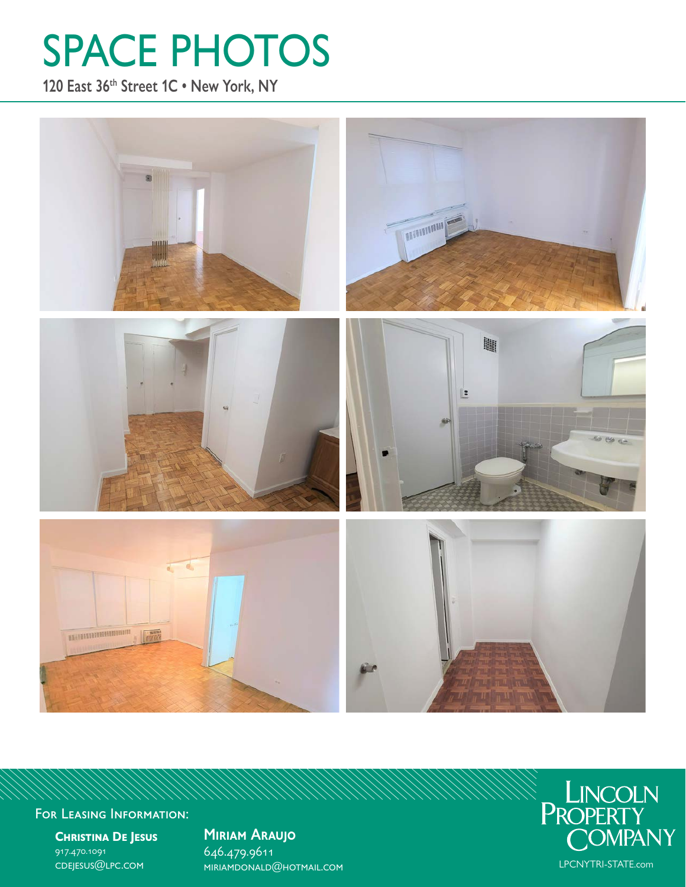# SPACE PHOTOS

120 East 36th Street 1C • New York, NY

For Leasing Information:

**Christina De Jesus**
917.470.1091
CDEJESUS@LPC.COM

**Miriam Araujo**
646.479.9611
MIRIAMDONALD@HOTMAIL.COM

Lincoln Property Company

LPCNYTRI-STATE.com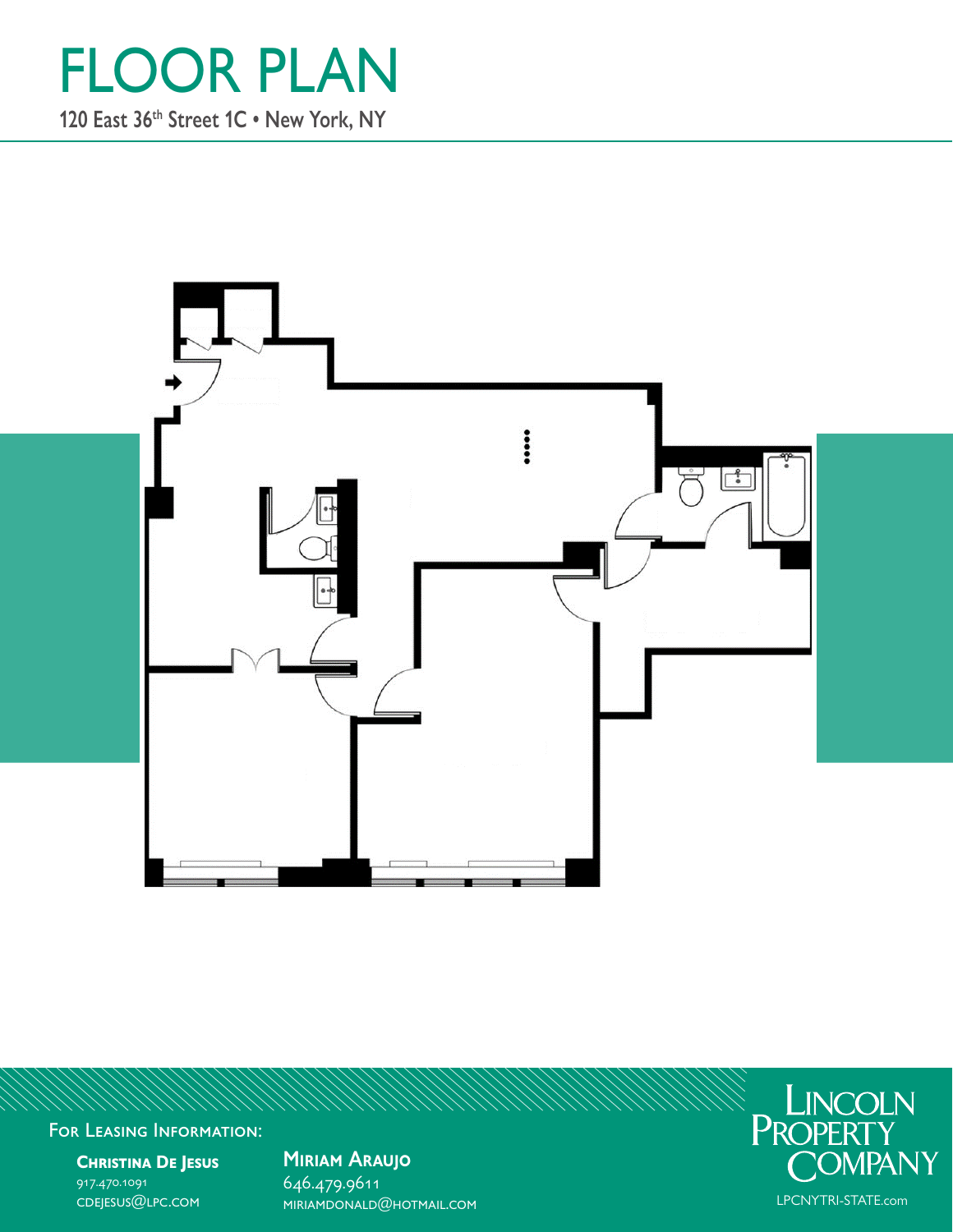# FLOOR PLAN

120 East 36th Street 1C • New York, NY

For Leasing Information:

**Christina De Jesus**
917.470.1091
CDEJESUS@LPC.COM

**Miriam Araujo**
646.479.9611
MIRIAMDONALD@HOTMAIL.COM

Lincoln Property Company
LPCNYTRI-STATE.com